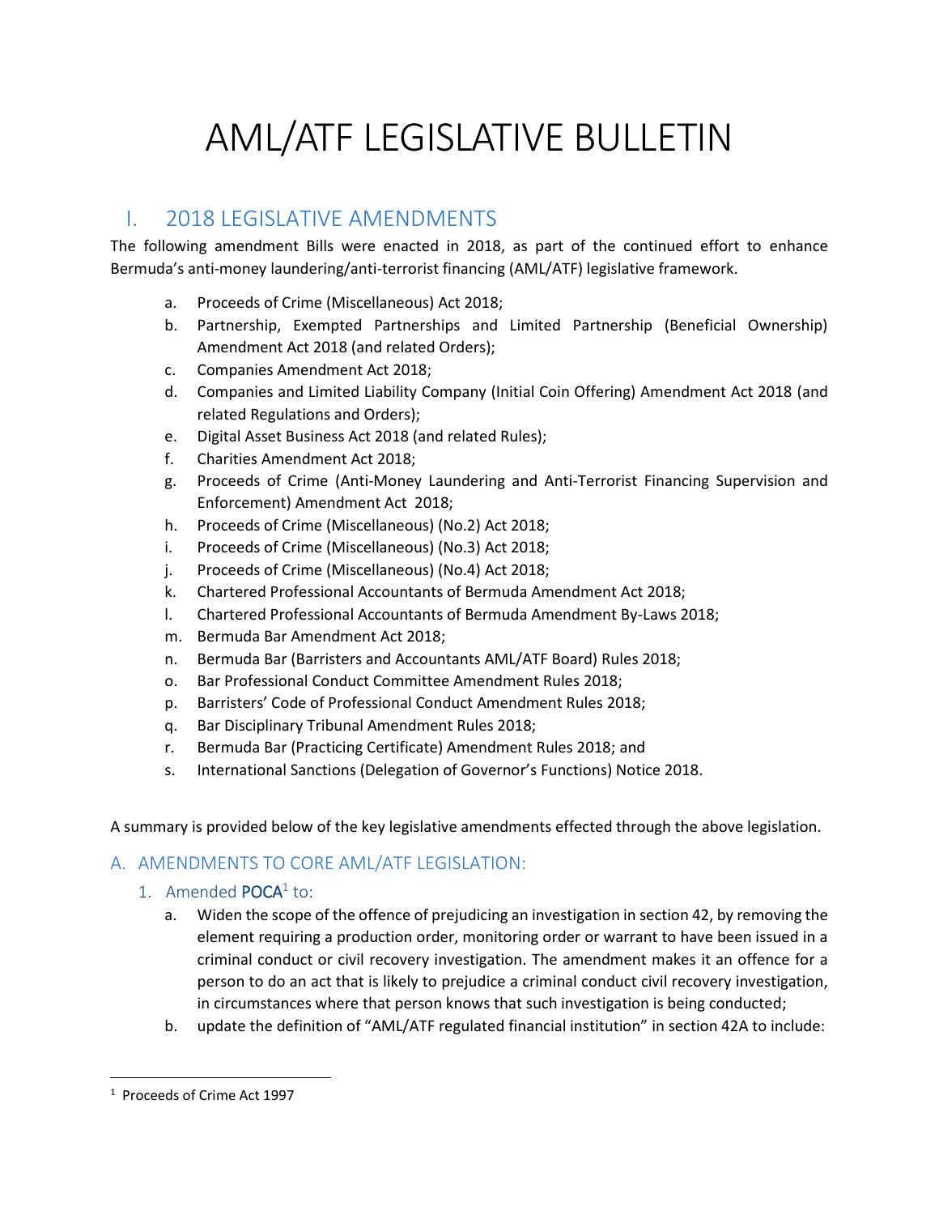# AML/ATF LEGISLATIVE BULLETIN

## I. 2018 LEGISLATIVE AMENDMENTS

The following amendment Bills were enacted in 2018, as part of the continued effort to enhance Bermuda's anti-money laundering/anti-terrorist financing (AML/ATF) legislative framework.

a. Proceeds of Crime (Miscellaneous) Act 2018;
b. Partnership, Exempted Partnerships and Limited Partnership (Beneficial Ownership) Amendment Act 2018 (and related Orders);
c. Companies Amendment Act 2018;
d. Companies and Limited Liability Company (Initial Coin Offering) Amendment Act 2018 (and related Regulations and Orders);
e. Digital Asset Business Act 2018 (and related Rules);
f. Charities Amendment Act 2018;
g. Proceeds of Crime (Anti-Money Laundering and Anti-Terrorist Financing Supervision and Enforcement) Amendment Act 2018;
h. Proceeds of Crime (Miscellaneous) (No.2) Act 2018;
i. Proceeds of Crime (Miscellaneous) (No.3) Act 2018;
j. Proceeds of Crime (Miscellaneous) (No.4) Act 2018;
k. Chartered Professional Accountants of Bermuda Amendment Act 2018;
l. Chartered Professional Accountants of Bermuda Amendment By-Laws 2018;
m. Bermuda Bar Amendment Act 2018;
n. Bermuda Bar (Barristers and Accountants AML/ATF Board) Rules 2018;
o. Bar Professional Conduct Committee Amendment Rules 2018;
p. Barristers' Code of Professional Conduct Amendment Rules 2018;
q. Bar Disciplinary Tribunal Amendment Rules 2018;
r. Bermuda Bar (Practicing Certificate) Amendment Rules 2018; and
s. International Sanctions (Delegation of Governor's Functions) Notice 2018.

A summary is provided below of the key legislative amendments effected through the above legislation.

### A. AMENDMENTS TO CORE AML/ATF LEGISLATION:

#### 1. Amended POCA[1] to:

a. Widen the scope of the offence of prejudicing an investigation in section 42, by removing the element requiring a production order, monitoring order or warrant to have been issued in a criminal conduct or civil recovery investigation. The amendment makes it an offence for a person to do an act that is likely to prejudice a criminal conduct civil recovery investigation, in circumstances where that person knows that such investigation is being conducted;
b. update the definition of "AML/ATF regulated financial institution" in section 42A to include:

---

[1] Proceeds of Crime Act 1997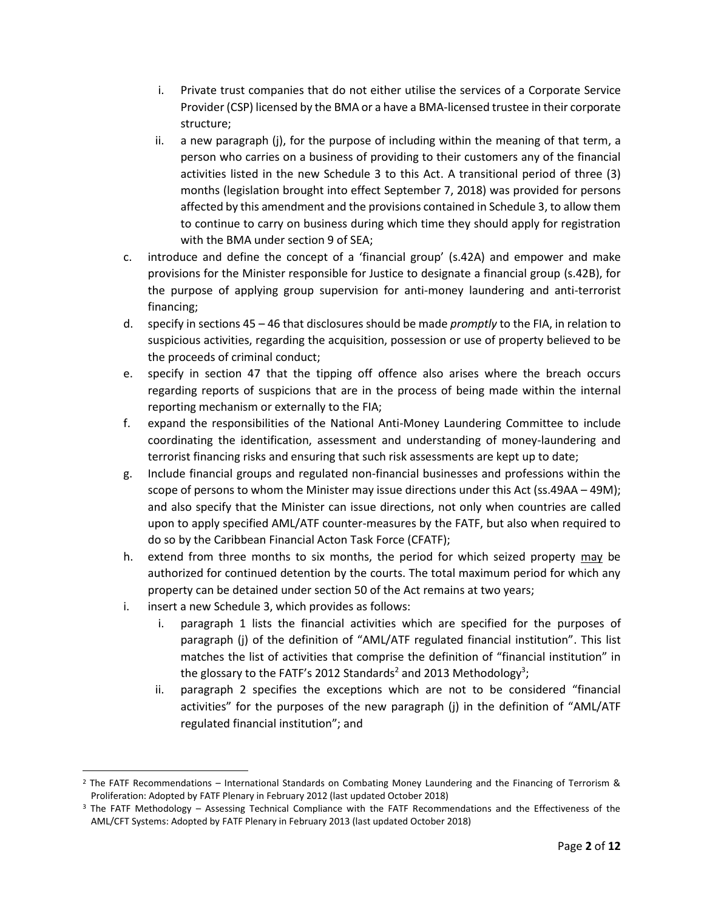i. Private trust companies that do not either utilise the services of a Corporate Service Provider (CSP) licensed by the BMA or a have a BMA-licensed trustee in their corporate structure;
   ii. a new paragraph (j), for the purpose of including within the meaning of that term, a person who carries on a business of providing to their customers any of the financial activities listed in the new Schedule 3 to this Act. A transitional period of three (3) months (legislation brought into effect September 7, 2018) was provided for persons affected by this amendment and the provisions contained in Schedule 3, to allow them to continue to carry on business during which time they should apply for registration with the BMA under section 9 of SEA;

c. introduce and define the concept of a 'financial group' (s.42A) and empower and make provisions for the Minister responsible for Justice to designate a financial group (s.42B), for the purpose of applying group supervision for anti-money laundering and anti-terrorist financing;

d. specify in sections 45 – 46 that disclosures should be made *promptly* to the FIA, in relation to suspicious activities, regarding the acquisition, possession or use of property believed to be the proceeds of criminal conduct;

e. specify in section 47 that the tipping off offence also arises where the breach occurs regarding reports of suspicions that are in the process of being made within the internal reporting mechanism or externally to the FIA;

f. expand the responsibilities of the National Anti-Money Laundering Committee to include coordinating the identification, assessment and understanding of money-laundering and terrorist financing risks and ensuring that such risk assessments are kept up to date;

g. Include financial groups and regulated non-financial businesses and professions within the scope of persons to whom the Minister may issue directions under this Act (ss.49AA – 49M); and also specify that the Minister can issue directions, not only when countries are called upon to apply specified AML/ATF counter-measures by the FATF, but also when required to do so by the Caribbean Financial Acton Task Force (CFATF);

h. extend from three months to six months, the period for which seized property <u>may</u> be authorized for continued detention by the courts. The total maximum period for which any property can be detained under section 50 of the Act remains at two years;

i. insert a new Schedule 3, which provides as follows:
   i. paragraph 1 lists the financial activities which are specified for the purposes of paragraph (j) of the definition of "AML/ATF regulated financial institution". This list matches the list of activities that comprise the definition of "financial institution" in the glossary to the FATF's 2012 Standards[2] and 2013 Methodology[3];
   ii. paragraph 2 specifies the exceptions which are not to be considered "financial activities" for the purposes of the new paragraph (j) in the definition of "AML/ATF regulated financial institution"; and

---

[2] The FATF Recommendations – International Standards on Combating Money Laundering and the Financing of Terrorism & Proliferation: Adopted by FATF Plenary in February 2012 (last updated October 2018)

[3] The FATF Methodology – Assessing Technical Compliance with the FATF Recommendations and the Effectiveness of the AML/CFT Systems: Adopted by FATF Plenary in February 2013 (last updated October 2018)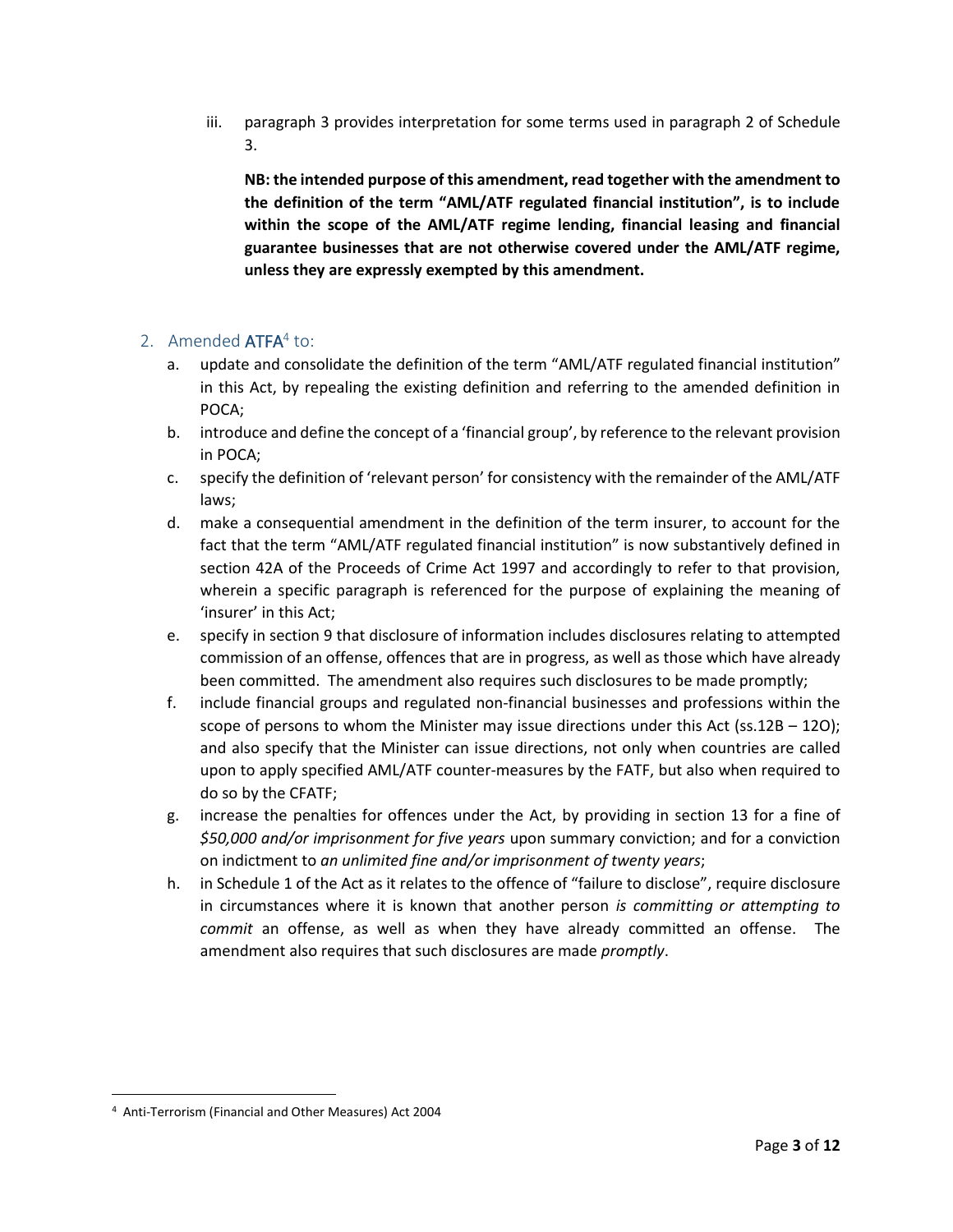iii. paragraph 3 provides interpretation for some terms used in paragraph 2 of Schedule 3.

**NB: the intended purpose of this amendment, read together with the amendment to the definition of the term "AML/ATF regulated financial institution", is to include within the scope of the AML/ATF regime lending, financial leasing and financial guarantee businesses that are not otherwise covered under the AML/ATF regime, unless they are expressly exempted by this amendment.**

## 2. Amended ATFA[4] to:

a. update and consolidate the definition of the term "AML/ATF regulated financial institution" in this Act, by repealing the existing definition and referring to the amended definition in POCA;

b. introduce and define the concept of a 'financial group', by reference to the relevant provision in POCA;

c. specify the definition of 'relevant person' for consistency with the remainder of the AML/ATF laws;

d. make a consequential amendment in the definition of the term insurer, to account for the fact that the term "AML/ATF regulated financial institution" is now substantively defined in section 42A of the Proceeds of Crime Act 1997 and accordingly to refer to that provision, wherein a specific paragraph is referenced for the purpose of explaining the meaning of 'insurer' in this Act;

e. specify in section 9 that disclosure of information includes disclosures relating to attempted commission of an offense, offences that are in progress, as well as those which have already been committed. The amendment also requires such disclosures to be made promptly;

f. include financial groups and regulated non-financial businesses and professions within the scope of persons to whom the Minister may issue directions under this Act (ss.12B – 12O); and also specify that the Minister can issue directions, not only when countries are called upon to apply specified AML/ATF counter-measures by the FATF, but also when required to do so by the CFATF;

g. increase the penalties for offences under the Act, by providing in section 13 for a fine of *$50,000 and/or imprisonment for five years* upon summary conviction; and for a conviction on indictment to *an unlimited fine and/or imprisonment of twenty years*;

h. in Schedule 1 of the Act as it relates to the offence of "failure to disclose", require disclosure in circumstances where it is known that another person *is committing or attempting to commit* an offense, as well as when they have already committed an offense. The amendment also requires that such disclosures are made *promptly*.

[4] Anti-Terrorism (Financial and Other Measures) Act 2004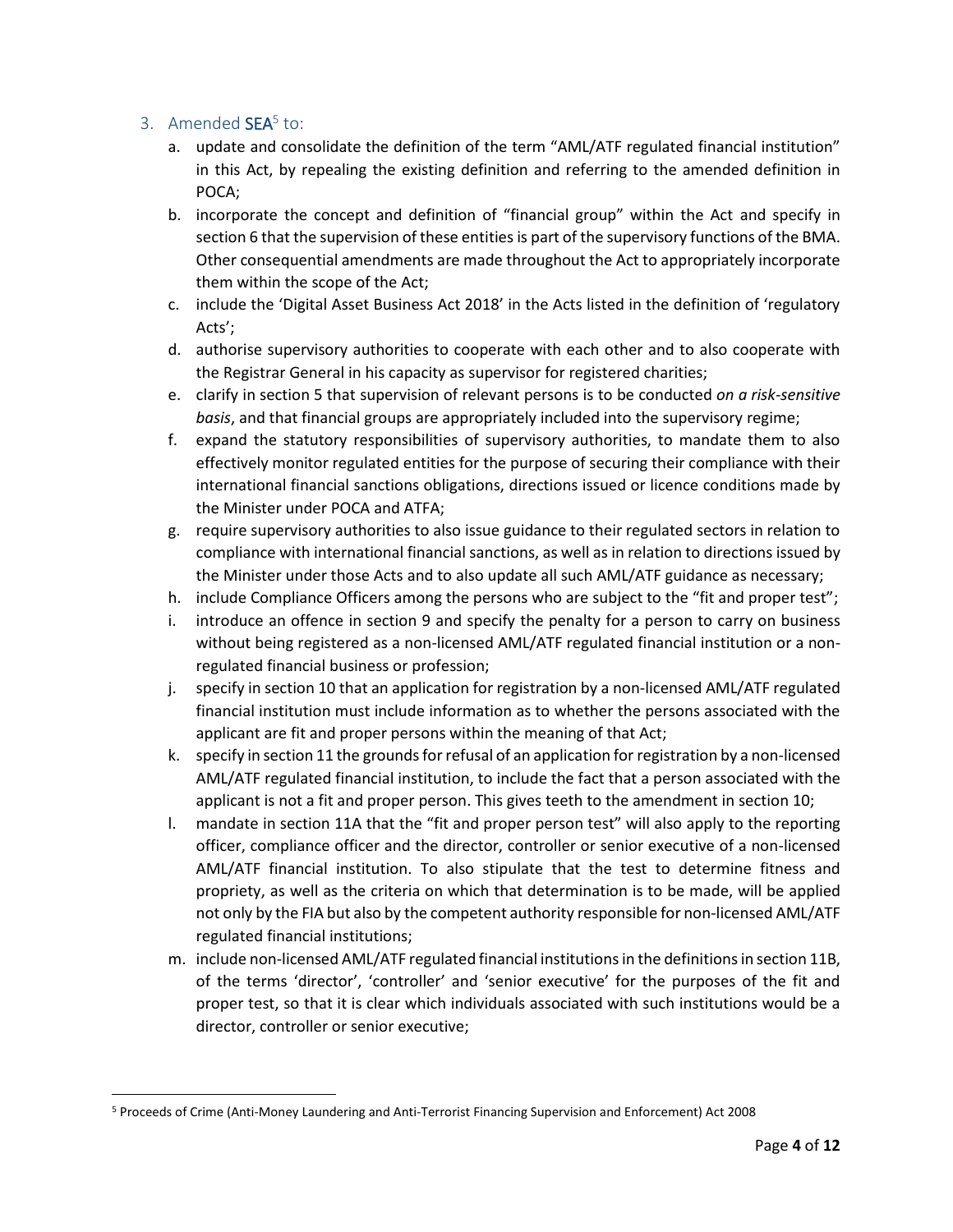## 3. Amended **SEA**[5] to:

a. update and consolidate the definition of the term "AML/ATF regulated financial institution" in this Act, by repealing the existing definition and referring to the amended definition in POCA;

b. incorporate the concept and definition of "financial group" within the Act and specify in section 6 that the supervision of these entities is part of the supervisory functions of the BMA. Other consequential amendments are made throughout the Act to appropriately incorporate them within the scope of the Act;

c. include the 'Digital Asset Business Act 2018' in the Acts listed in the definition of 'regulatory Acts';

d. authorise supervisory authorities to cooperate with each other and to also cooperate with the Registrar General in his capacity as supervisor for registered charities;

e. clarify in section 5 that supervision of relevant persons is to be conducted *on a risk-sensitive basis*, and that financial groups are appropriately included into the supervisory regime;

f. expand the statutory responsibilities of supervisory authorities, to mandate them to also effectively monitor regulated entities for the purpose of securing their compliance with their international financial sanctions obligations, directions issued or licence conditions made by the Minister under POCA and ATFA;

g. require supervisory authorities to also issue guidance to their regulated sectors in relation to compliance with international financial sanctions, as well as in relation to directions issued by the Minister under those Acts and to also update all such AML/ATF guidance as necessary;

h. include Compliance Officers among the persons who are subject to the "fit and proper test";

i. introduce an offence in section 9 and specify the penalty for a person to carry on business without being registered as a non-licensed AML/ATF regulated financial institution or a non-regulated financial business or profession;

j. specify in section 10 that an application for registration by a non-licensed AML/ATF regulated financial institution must include information as to whether the persons associated with the applicant are fit and proper persons within the meaning of that Act;

k. specify in section 11 the grounds for refusal of an application for registration by a non-licensed AML/ATF regulated financial institution, to include the fact that a person associated with the applicant is not a fit and proper person. This gives teeth to the amendment in section 10;

l. mandate in section 11A that the "fit and proper person test" will also apply to the reporting officer, compliance officer and the director, controller or senior executive of a non-licensed AML/ATF financial institution. To also stipulate that the test to determine fitness and propriety, as well as the criteria on which that determination is to be made, will be applied not only by the FIA but also by the competent authority responsible for non-licensed AML/ATF regulated financial institutions;

m. include non-licensed AML/ATF regulated financial institutions in the definitions in section 11B, of the terms 'director', 'controller' and 'senior executive' for the purposes of the fit and proper test, so that it is clear which individuals associated with such institutions would be a director, controller or senior executive;

---

[5] Proceeds of Crime (Anti-Money Laundering and Anti-Terrorist Financing Supervision and Enforcement) Act 2008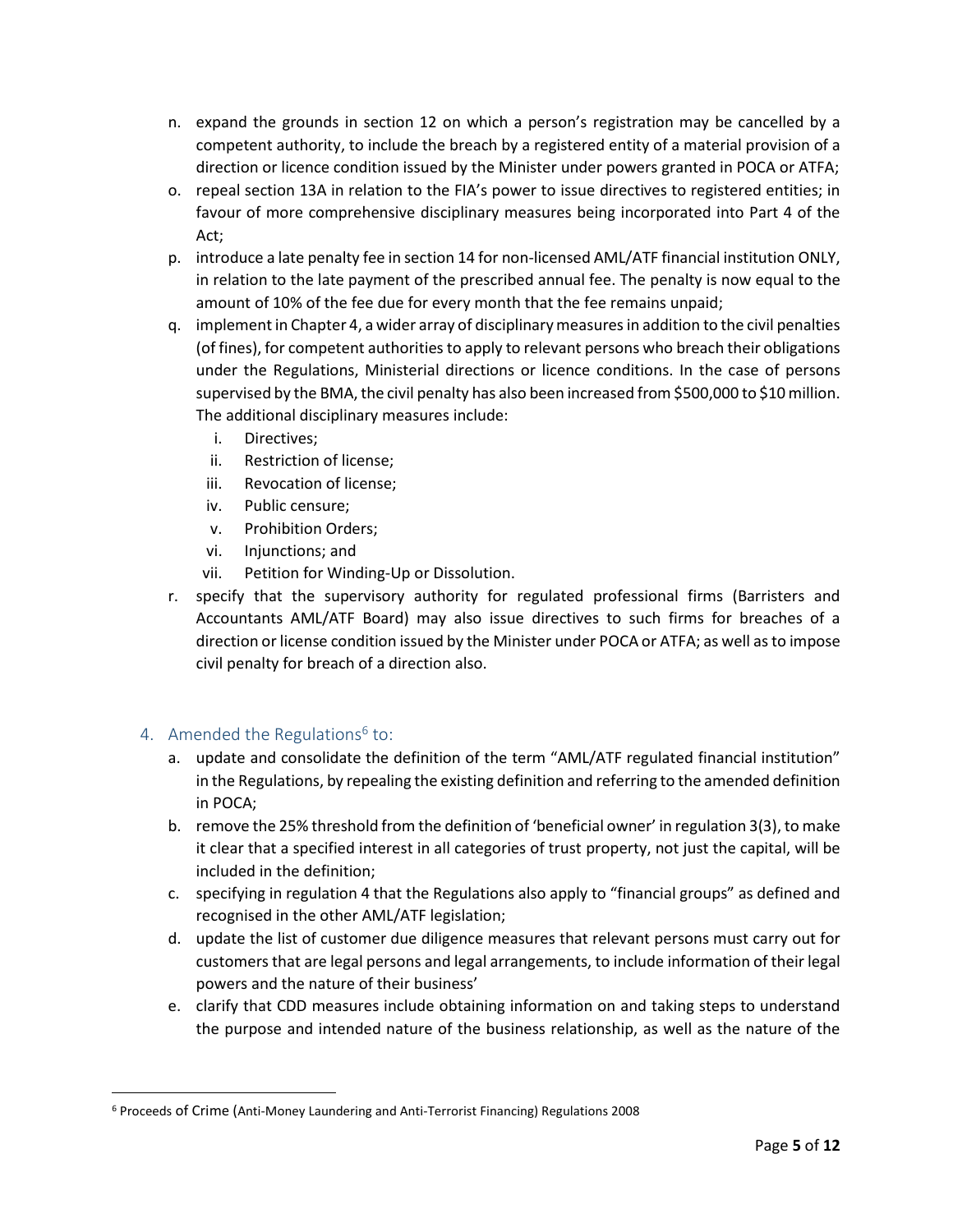n. expand the grounds in section 12 on which a person's registration may be cancelled by a competent authority, to include the breach by a registered entity of a material provision of a direction or licence condition issued by the Minister under powers granted in POCA or ATFA;
o. repeal section 13A in relation to the FIA's power to issue directives to registered entities; in favour of more comprehensive disciplinary measures being incorporated into Part 4 of the Act;
p. introduce a late penalty fee in section 14 for non-licensed AML/ATF financial institution ONLY, in relation to the late payment of the prescribed annual fee. The penalty is now equal to the amount of 10% of the fee due for every month that the fee remains unpaid;
q. implement in Chapter 4, a wider array of disciplinary measures in addition to the civil penalties (of fines), for competent authorities to apply to relevant persons who breach their obligations under the Regulations, Ministerial directions or licence conditions. In the case of persons supervised by the BMA, the civil penalty has also been increased from $500,000 to $10 million. The additional disciplinary measures include:
    i. Directives;
    ii. Restriction of license;
    iii. Revocation of license;
    iv. Public censure;
    v. Prohibition Orders;
    vi. Injunctions; and
    vii. Petition for Winding-Up or Dissolution.
r. specify that the supervisory authority for regulated professional firms (Barristers and Accountants AML/ATF Board) may also issue directives to such firms for breaches of a direction or license condition issued by the Minister under POCA or ATFA; as well as to impose civil penalty for breach of a direction also.

## 4. Amended the Regulations[6] to:

a. update and consolidate the definition of the term "AML/ATF regulated financial institution" in the Regulations, by repealing the existing definition and referring to the amended definition in POCA;
b. remove the 25% threshold from the definition of 'beneficial owner' in regulation 3(3), to make it clear that a specified interest in all categories of trust property, not just the capital, will be included in the definition;
c. specifying in regulation 4 that the Regulations also apply to "financial groups" as defined and recognised in the other AML/ATF legislation;
d. update the list of customer due diligence measures that relevant persons must carry out for customers that are legal persons and legal arrangements, to include information of their legal powers and the nature of their business'
e. clarify that CDD measures include obtaining information on and taking steps to understand the purpose and intended nature of the business relationship, as well as the nature of the

---

[6] Proceeds of Crime (Anti-Money Laundering and Anti-Terrorist Financing) Regulations 2008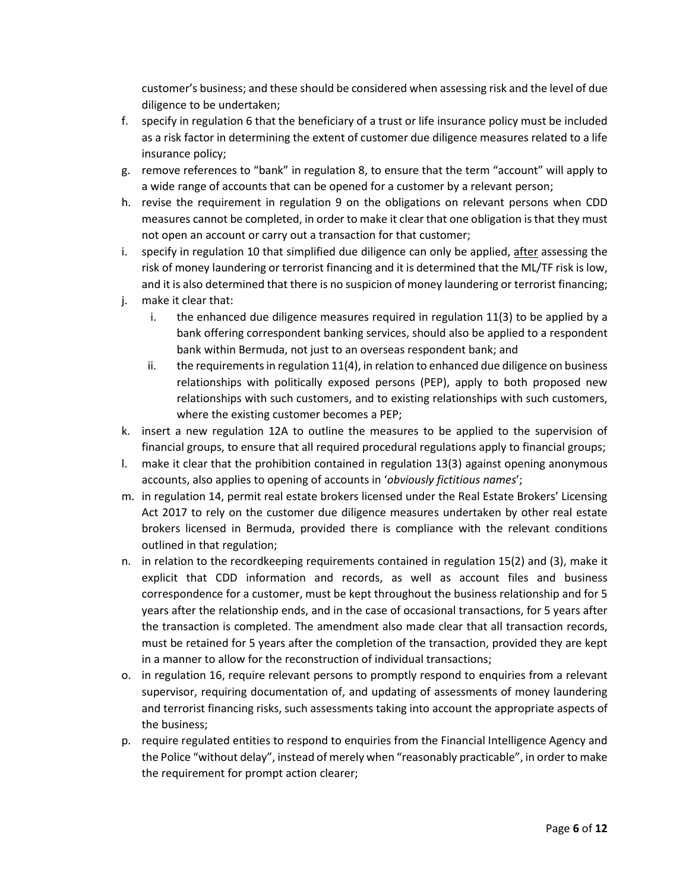customer's business; and these should be considered when assessing risk and the level of due diligence to be undertaken;

f. specify in regulation 6 that the beneficiary of a trust or life insurance policy must be included as a risk factor in determining the extent of customer due diligence measures related to a life insurance policy;

g. remove references to "bank" in regulation 8, to ensure that the term "account" will apply to a wide range of accounts that can be opened for a customer by a relevant person;

h. revise the requirement in regulation 9 on the obligations on relevant persons when CDD measures cannot be completed, in order to make it clear that one obligation is that they must not open an account or carry out a transaction for that customer;

i. specify in regulation 10 that simplified due diligence can only be applied, <u>after</u> assessing the risk of money laundering or terrorist financing and it is determined that the ML/TF risk is low, and it is also determined that there is no suspicion of money laundering or terrorist financing;

j. make it clear that:

    i. the enhanced due diligence measures required in regulation 11(3) to be applied by a bank offering correspondent banking services, should also be applied to a respondent bank within Bermuda, not just to an overseas respondent bank; and

    ii. the requirements in regulation 11(4), in relation to enhanced due diligence on business relationships with politically exposed persons (PEP), apply to both proposed new relationships with such customers, and to existing relationships with such customers, where the existing customer becomes a PEP;

k. insert a new regulation 12A to outline the measures to be applied to the supervision of financial groups, to ensure that all required procedural regulations apply to financial groups;

l. make it clear that the prohibition contained in regulation 13(3) against opening anonymous accounts, also applies to opening of accounts in '*obviously fictitious names*';

m. in regulation 14, permit real estate brokers licensed under the Real Estate Brokers' Licensing Act 2017 to rely on the customer due diligence measures undertaken by other real estate brokers licensed in Bermuda, provided there is compliance with the relevant conditions outlined in that regulation;

n. in relation to the recordkeeping requirements contained in regulation 15(2) and (3), make it explicit that CDD information and records, as well as account files and business correspondence for a customer, must be kept throughout the business relationship and for 5 years after the relationship ends, and in the case of occasional transactions, for 5 years after the transaction is completed. The amendment also made clear that all transaction records, must be retained for 5 years after the completion of the transaction, provided they are kept in a manner to allow for the reconstruction of individual transactions;

o. in regulation 16, require relevant persons to promptly respond to enquiries from a relevant supervisor, requiring documentation of, and updating of assessments of money laundering and terrorist financing risks, such assessments taking into account the appropriate aspects of the business;

p. require regulated entities to respond to enquiries from the Financial Intelligence Agency and the Police "without delay", instead of merely when "reasonably practicable", in order to make the requirement for prompt action clearer;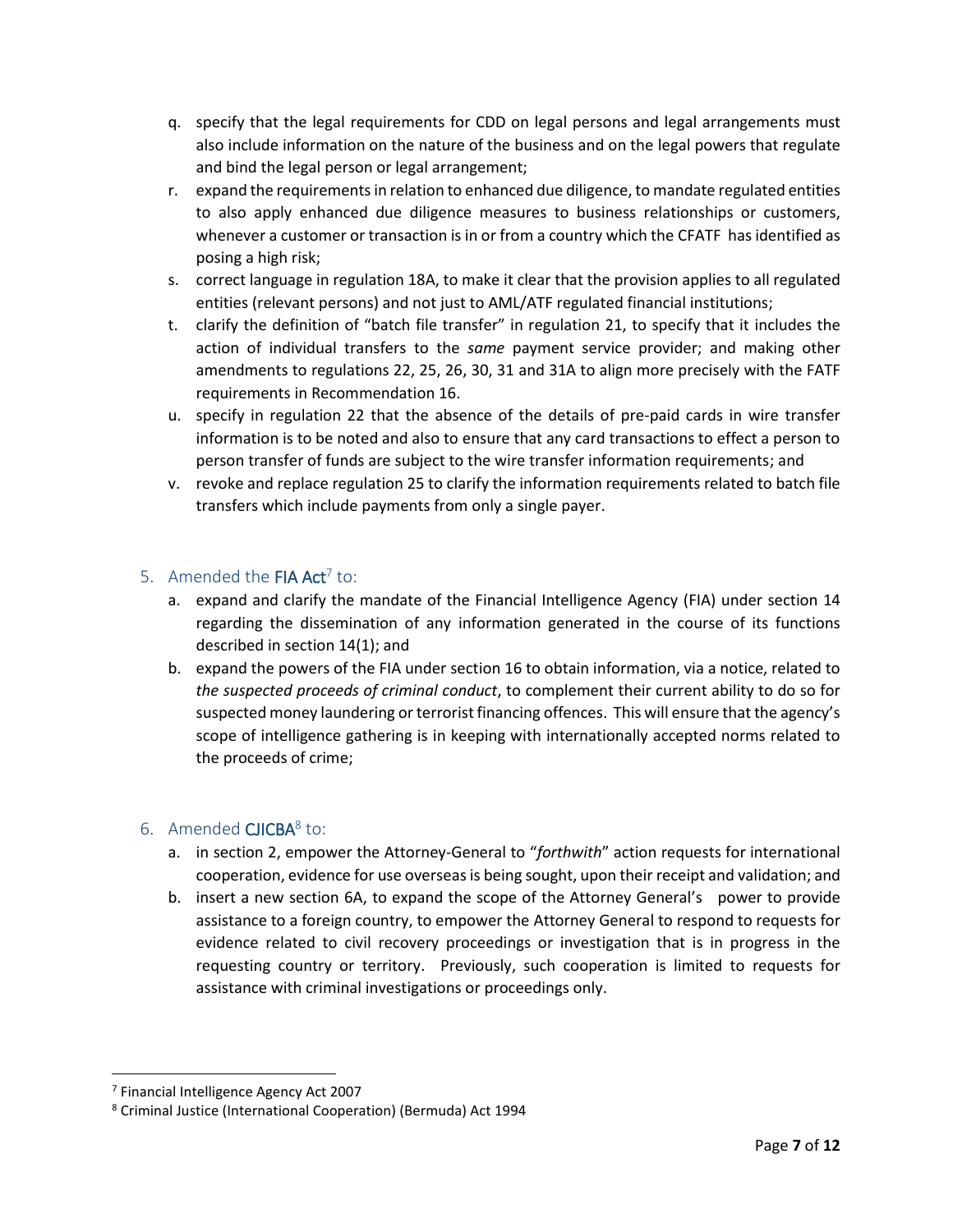q. specify that the legal requirements for CDD on legal persons and legal arrangements must also include information on the nature of the business and on the legal powers that regulate and bind the legal person or legal arrangement;

r. expand the requirements in relation to enhanced due diligence, to mandate regulated entities to also apply enhanced due diligence measures to business relationships or customers, whenever a customer or transaction is in or from a country which the CFATF has identified as posing a high risk;

s. correct language in regulation 18A, to make it clear that the provision applies to all regulated entities (relevant persons) and not just to AML/ATF regulated financial institutions;

t. clarify the definition of "batch file transfer" in regulation 21, to specify that it includes the action of individual transfers to the *same* payment service provider; and making other amendments to regulations 22, 25, 26, 30, 31 and 31A to align more precisely with the FATF requirements in Recommendation 16.

u. specify in regulation 22 that the absence of the details of pre-paid cards in wire transfer information is to be noted and also to ensure that any card transactions to effect a person to person transfer of funds are subject to the wire transfer information requirements; and

v. revoke and replace regulation 25 to clarify the information requirements related to batch file transfers which include payments from only a single payer.

## 5. Amended the **FIA Act**[7] to:

a. expand and clarify the mandate of the Financial Intelligence Agency (FIA) under section 14 regarding the dissemination of any information generated in the course of its functions described in section 14(1); and

b. expand the powers of the FIA under section 16 to obtain information, via a notice, related to *the suspected proceeds of criminal conduct*, to complement their current ability to do so for suspected money laundering or terrorist financing offences. This will ensure that the agency's scope of intelligence gathering is in keeping with internationally accepted norms related to the proceeds of crime;

## 6. Amended **CJICBA**[8] to:

a. in section 2, empower the Attorney-General to "*forthwith*" action requests for international cooperation, evidence for use overseas is being sought, upon their receipt and validation; and

b. insert a new section 6A, to expand the scope of the Attorney General's power to provide assistance to a foreign country, to empower the Attorney General to respond to requests for evidence related to civil recovery proceedings or investigation that is in progress in the requesting country or territory. Previously, such cooperation is limited to requests for assistance with criminal investigations or proceedings only.

---

[7] Financial Intelligence Agency Act 2007

[8] Criminal Justice (International Cooperation) (Bermuda) Act 1994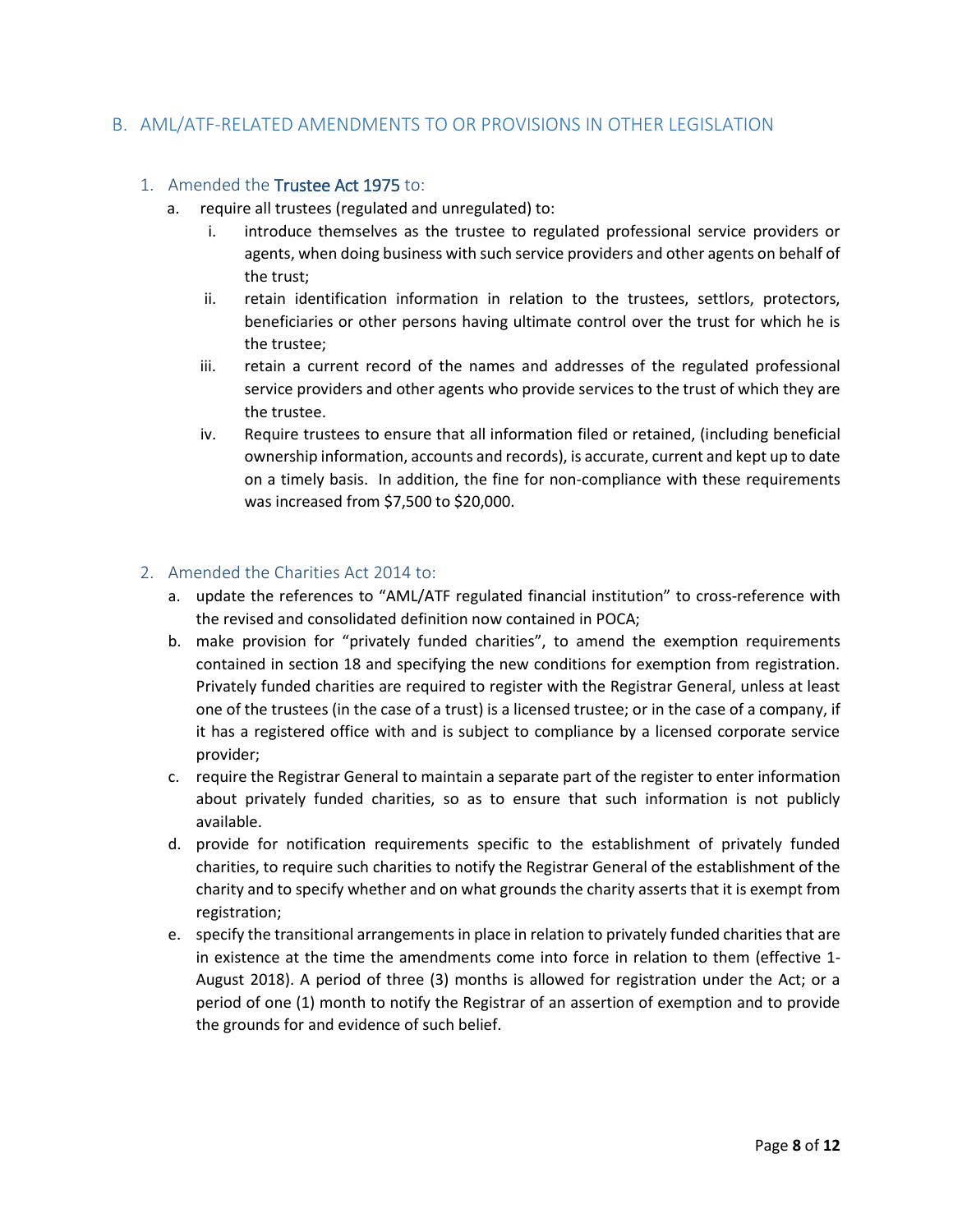## B. AML/ATF-RELATED AMENDMENTS TO OR PROVISIONS IN OTHER LEGISLATION

### 1. Amended the Trustee Act 1975 to:

a. require all trustees (regulated and unregulated) to:

   i. introduce themselves as the trustee to regulated professional service providers or agents, when doing business with such service providers and other agents on behalf of the trust;

   ii. retain identification information in relation to the trustees, settlors, protectors, beneficiaries or other persons having ultimate control over the trust for which he is the trustee;

   iii. retain a current record of the names and addresses of the regulated professional service providers and other agents who provide services to the trust of which they are the trustee.

   iv. Require trustees to ensure that all information filed or retained, (including beneficial ownership information, accounts and records), is accurate, current and kept up to date on a timely basis. In addition, the fine for non-compliance with these requirements was increased from $7,500 to $20,000.

### 2. Amended the Charities Act 2014 to:

a. update the references to "AML/ATF regulated financial institution" to cross-reference with the revised and consolidated definition now contained in POCA;

b. make provision for "privately funded charities", to amend the exemption requirements contained in section 18 and specifying the new conditions for exemption from registration. Privately funded charities are required to register with the Registrar General, unless at least one of the trustees (in the case of a trust) is a licensed trustee; or in the case of a company, if it has a registered office with and is subject to compliance by a licensed corporate service provider;

c. require the Registrar General to maintain a separate part of the register to enter information about privately funded charities, so as to ensure that such information is not publicly available.

d. provide for notification requirements specific to the establishment of privately funded charities, to require such charities to notify the Registrar General of the establishment of the charity and to specify whether and on what grounds the charity asserts that it is exempt from registration;

e. specify the transitional arrangements in place in relation to privately funded charities that are in existence at the time the amendments come into force in relation to them (effective 1-August 2018). A period of three (3) months is allowed for registration under the Act; or a period of one (1) month to notify the Registrar of an assertion of exemption and to provide the grounds for and evidence of such belief.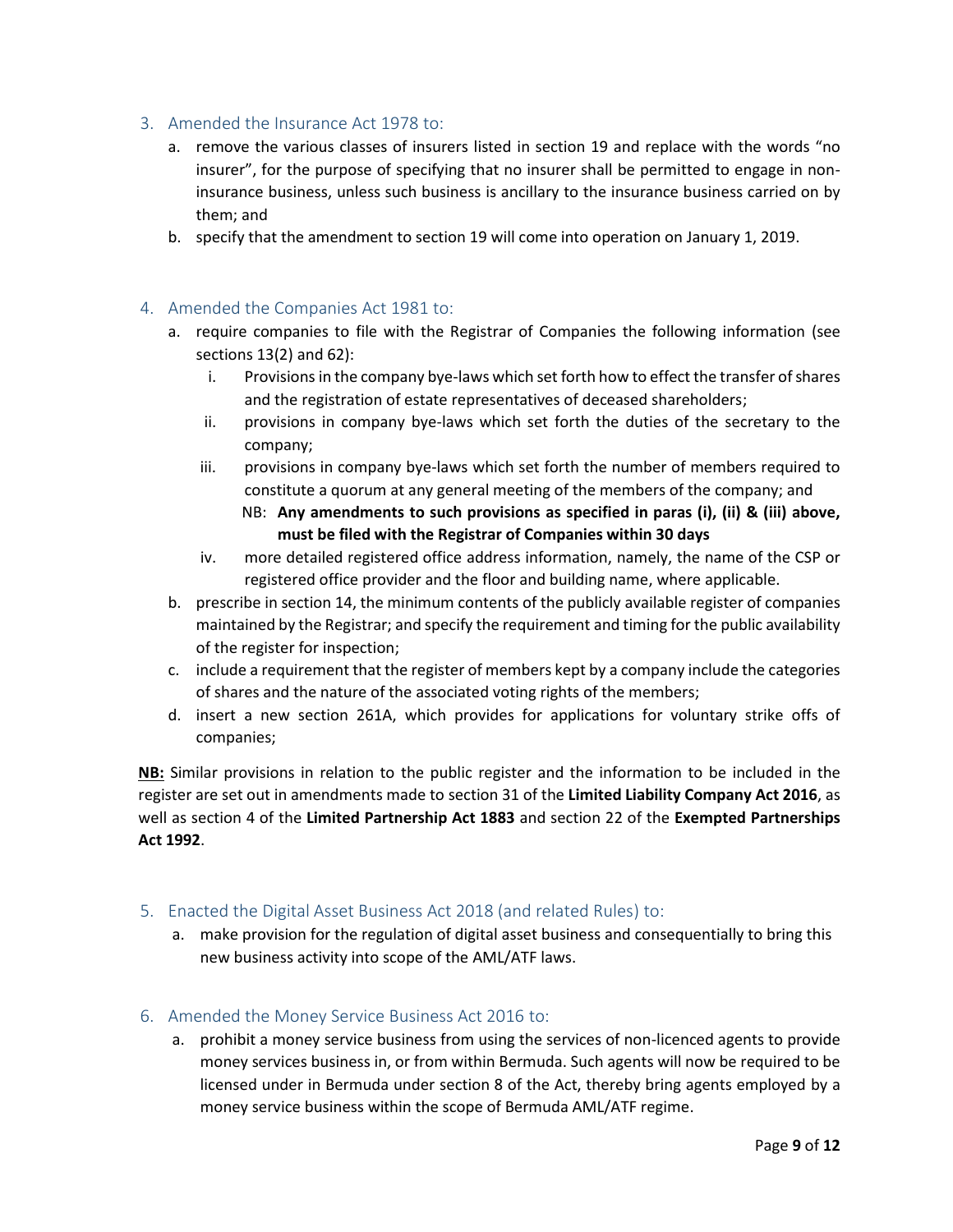### 3. Amended the Insurance Act 1978 to:

a. remove the various classes of insurers listed in section 19 and replace with the words "no insurer", for the purpose of specifying that no insurer shall be permitted to engage in non-insurance business, unless such business is ancillary to the insurance business carried on by them; and

b. specify that the amendment to section 19 will come into operation on January 1, 2019.

### 4. Amended the Companies Act 1981 to:

a. require companies to file with the Registrar of Companies the following information (see sections 13(2) and 62):

   i. Provisions in the company bye-laws which set forth how to effect the transfer of shares and the registration of estate representatives of deceased shareholders;

   ii. provisions in company bye-laws which set forth the duties of the secretary to the company;

   iii. provisions in company bye-laws which set forth the number of members required to constitute a quorum at any general meeting of the members of the company; and

   NB: **Any amendments to such provisions as specified in paras (i), (ii) & (iii) above, must be filed with the Registrar of Companies within 30 days**

   iv. more detailed registered office address information, namely, the name of the CSP or registered office provider and the floor and building name, where applicable.

b. prescribe in section 14, the minimum contents of the publicly available register of companies maintained by the Registrar; and specify the requirement and timing for the public availability of the register for inspection;

c. include a requirement that the register of members kept by a company include the categories of shares and the nature of the associated voting rights of the members;

d. insert a new section 261A, which provides for applications for voluntary strike offs of companies;

**NB:** Similar provisions in relation to the public register and the information to be included in the register are set out in amendments made to section 31 of the **Limited Liability Company Act 2016**, as well as section 4 of the **Limited Partnership Act 1883** and section 22 of the **Exempted Partnerships Act 1992**.

### 5. Enacted the Digital Asset Business Act 2018 (and related Rules) to:

a. make provision for the regulation of digital asset business and consequentially to bring this new business activity into scope of the AML/ATF laws.

### 6. Amended the Money Service Business Act 2016 to:

a. prohibit a money service business from using the services of non-licenced agents to provide money services business in, or from within Bermuda. Such agents will now be required to be licensed under in Bermuda under section 8 of the Act, thereby bring agents employed by a money service business within the scope of Bermuda AML/ATF regime.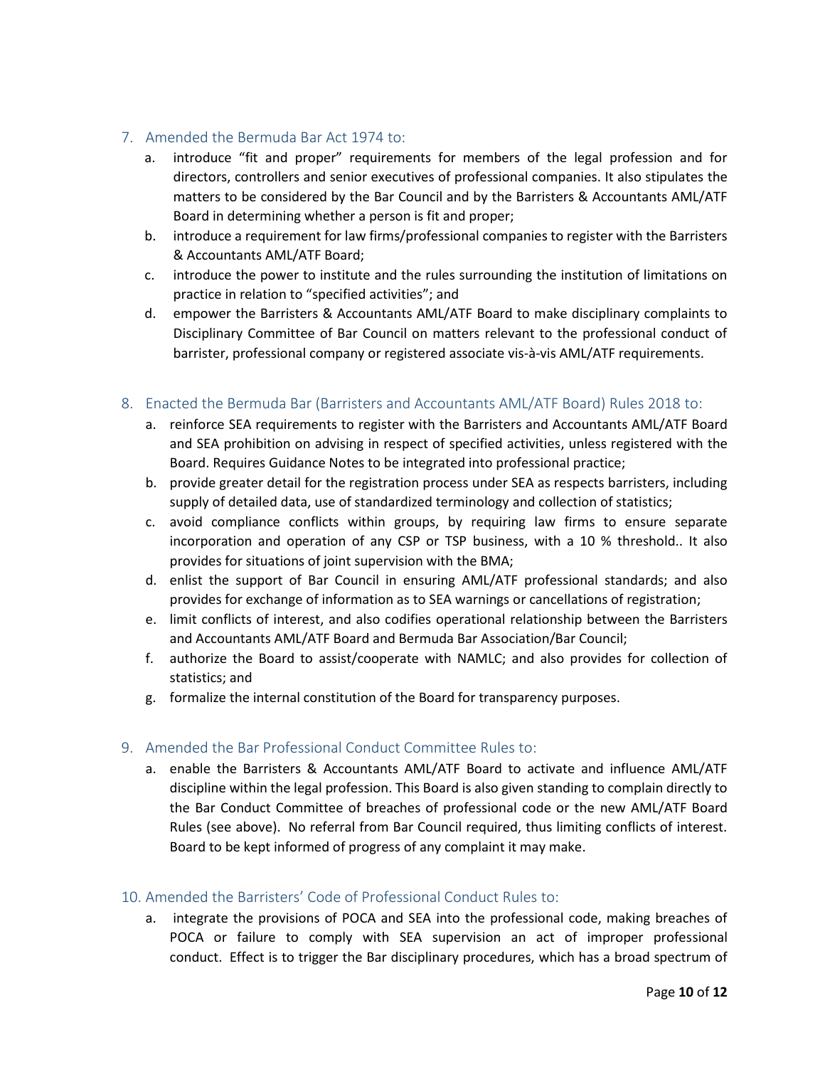7. Amended the Bermuda Bar Act 1974 to:
   a. introduce "fit and proper" requirements for members of the legal profession and for directors, controllers and senior executives of professional companies. It also stipulates the matters to be considered by the Bar Council and by the Barristers & Accountants AML/ATF Board in determining whether a person is fit and proper;
   b. introduce a requirement for law firms/professional companies to register with the Barristers & Accountants AML/ATF Board;
   c. introduce the power to institute and the rules surrounding the institution of limitations on practice in relation to "specified activities"; and
   d. empower the Barristers & Accountants AML/ATF Board to make disciplinary complaints to Disciplinary Committee of Bar Council on matters relevant to the professional conduct of barrister, professional company or registered associate vis-à-vis AML/ATF requirements.

8. Enacted the Bermuda Bar (Barristers and Accountants AML/ATF Board) Rules 2018 to:
   a. reinforce SEA requirements to register with the Barristers and Accountants AML/ATF Board and SEA prohibition on advising in respect of specified activities, unless registered with the Board. Requires Guidance Notes to be integrated into professional practice;
   b. provide greater detail for the registration process under SEA as respects barristers, including supply of detailed data, use of standardized terminology and collection of statistics;
   c. avoid compliance conflicts within groups, by requiring law firms to ensure separate incorporation and operation of any CSP or TSP business, with a 10 % threshold.. It also provides for situations of joint supervision with the BMA;
   d. enlist the support of Bar Council in ensuring AML/ATF professional standards; and also provides for exchange of information as to SEA warnings or cancellations of registration;
   e. limit conflicts of interest, and also codifies operational relationship between the Barristers and Accountants AML/ATF Board and Bermuda Bar Association/Bar Council;
   f. authorize the Board to assist/cooperate with NAMLC; and also provides for collection of statistics; and
   g. formalize the internal constitution of the Board for transparency purposes.

9. Amended the Bar Professional Conduct Committee Rules to:
   a. enable the Barristers & Accountants AML/ATF Board to activate and influence AML/ATF discipline within the legal profession. This Board is also given standing to complain directly to the Bar Conduct Committee of breaches of professional code or the new AML/ATF Board Rules (see above). No referral from Bar Council required, thus limiting conflicts of interest. Board to be kept informed of progress of any complaint it may make.

10. Amended the Barristers' Code of Professional Conduct Rules to:
    a. integrate the provisions of POCA and SEA into the professional code, making breaches of POCA or failure to comply with SEA supervision an act of improper professional conduct. Effect is to trigger the Bar disciplinary procedures, which has a broad spectrum of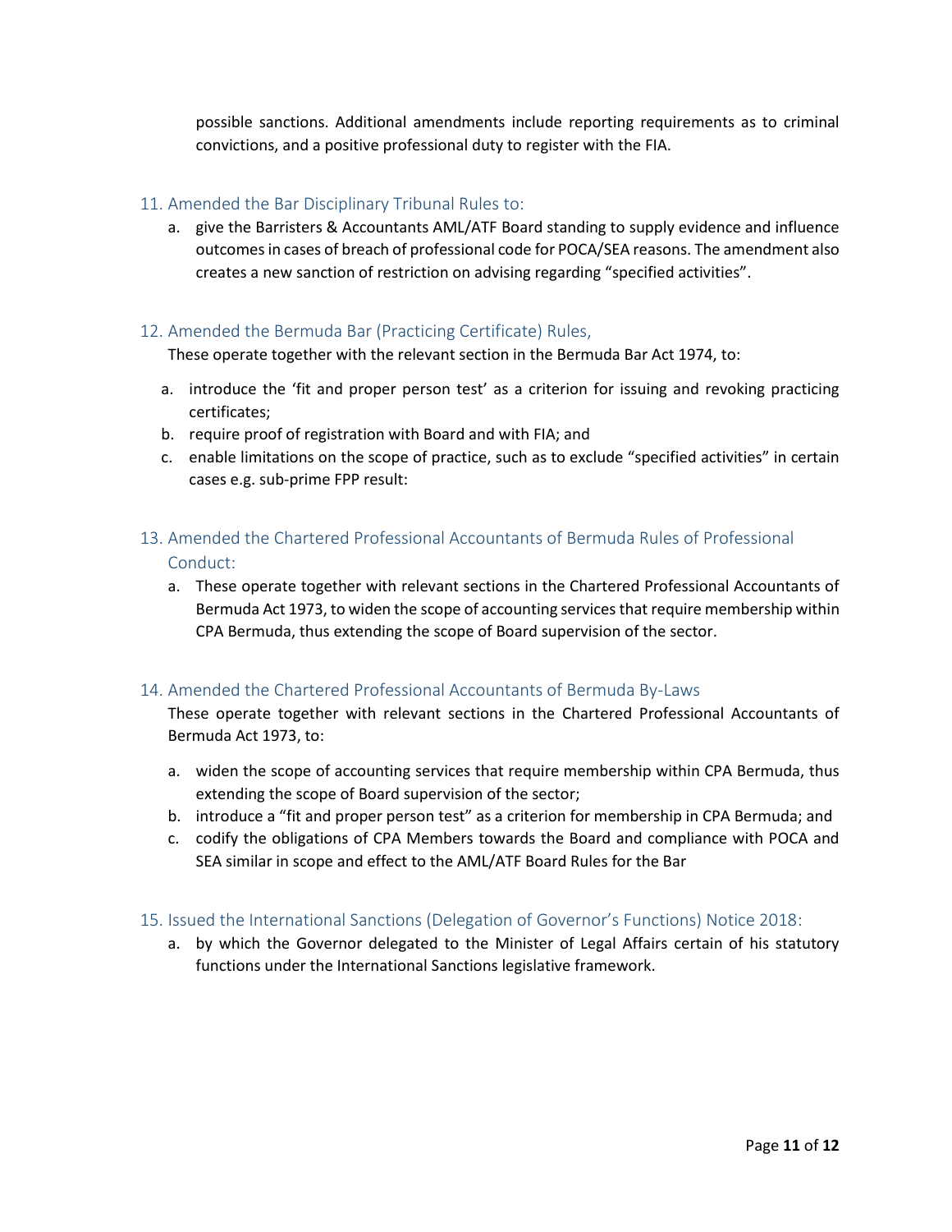possible sanctions. Additional amendments include reporting requirements as to criminal convictions, and a positive professional duty to register with the FIA.

### 11. Amended the Bar Disciplinary Tribunal Rules to:

a. give the Barristers & Accountants AML/ATF Board standing to supply evidence and influence outcomes in cases of breach of professional code for POCA/SEA reasons. The amendment also creates a new sanction of restriction on advising regarding "specified activities".

### 12. Amended the Bermuda Bar (Practicing Certificate) Rules,

These operate together with the relevant section in the Bermuda Bar Act 1974, to:

a. introduce the 'fit and proper person test' as a criterion for issuing and revoking practicing certificates;
b. require proof of registration with Board and with FIA; and
c. enable limitations on the scope of practice, such as to exclude "specified activities" in certain cases e.g. sub-prime FPP result:

### 13. Amended the Chartered Professional Accountants of Bermuda Rules of Professional Conduct:

a. These operate together with relevant sections in the Chartered Professional Accountants of Bermuda Act 1973, to widen the scope of accounting services that require membership within CPA Bermuda, thus extending the scope of Board supervision of the sector.

### 14. Amended the Chartered Professional Accountants of Bermuda By-Laws

These operate together with relevant sections in the Chartered Professional Accountants of Bermuda Act 1973, to:

a. widen the scope of accounting services that require membership within CPA Bermuda, thus extending the scope of Board supervision of the sector;
b. introduce a "fit and proper person test" as a criterion for membership in CPA Bermuda; and
c. codify the obligations of CPA Members towards the Board and compliance with POCA and SEA similar in scope and effect to the AML/ATF Board Rules for the Bar

### 15. Issued the International Sanctions (Delegation of Governor's Functions) Notice 2018:

a. by which the Governor delegated to the Minister of Legal Affairs certain of his statutory functions under the International Sanctions legislative framework.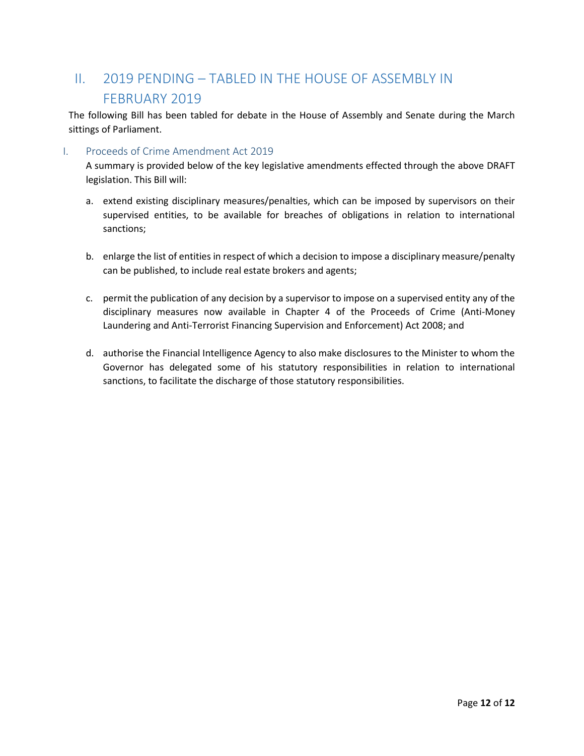## II. 2019 PENDING – TABLED IN THE HOUSE OF ASSEMBLY IN FEBRUARY 2019

The following Bill has been tabled for debate in the House of Assembly and Senate during the March sittings of Parliament.

### I. Proceeds of Crime Amendment Act 2019

A summary is provided below of the key legislative amendments effected through the above DRAFT legislation. This Bill will:

a. extend existing disciplinary measures/penalties, which can be imposed by supervisors on their supervised entities, to be available for breaches of obligations in relation to international sanctions;

b. enlarge the list of entities in respect of which a decision to impose a disciplinary measure/penalty can be published, to include real estate brokers and agents;

c. permit the publication of any decision by a supervisor to impose on a supervised entity any of the disciplinary measures now available in Chapter 4 of the Proceeds of Crime (Anti-Money Laundering and Anti-Terrorist Financing Supervision and Enforcement) Act 2008; and

d. authorise the Financial Intelligence Agency to also make disclosures to the Minister to whom the Governor has delegated some of his statutory responsibilities in relation to international sanctions, to facilitate the discharge of those statutory responsibilities.